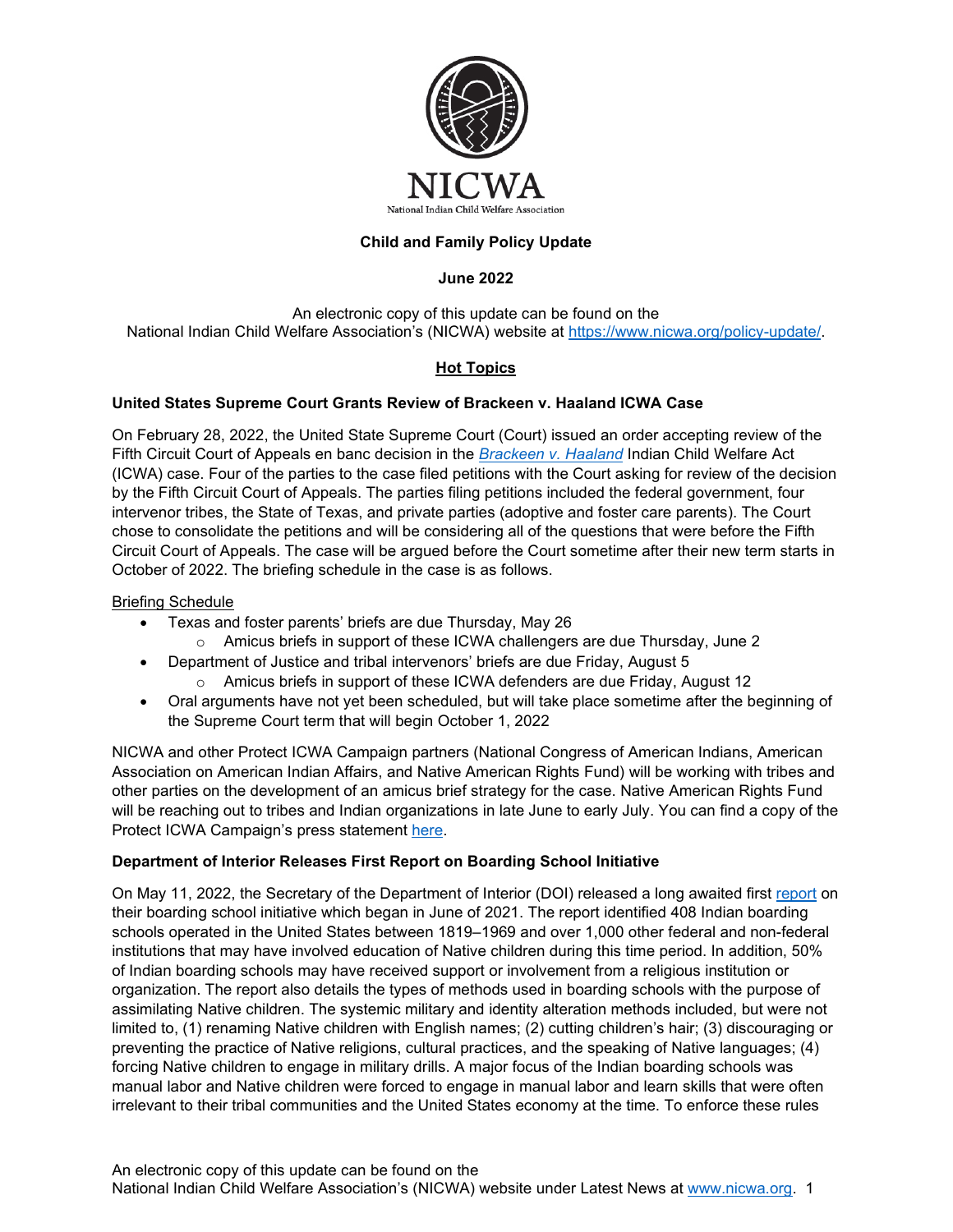NICWA

National Indian Child Welfare Association

**Child and Family Policy Update**

**June 2022**

An electronic copy of this update can be found on the National Indian Child Welfare Association's (NICWA) website at https://www.nicwa.org/policy-update/.

## Hot Topics

### United States Supreme Court Grants Review of Brackeen v. Haaland ICWA Case

On February 28, 2022, the United State Supreme Court (Court) issued an order accepting review of the Fifth Circuit Court of Appeals en banc decision in the *Brackeen v. Haaland* Indian Child Welfare Act (ICWA) case. Four of the parties to the case filed petitions with the Court asking for review of the decision by the Fifth Circuit Court of Appeals. The parties filing petitions included the federal government, four intervenor tribes, the State of Texas, and private parties (adoptive and foster care parents). The Court chose to consolidate the petitions and will be considering all of the questions that were before the Fifth Circuit Court of Appeals. The case will be argued before the Court sometime after their new term starts in October of 2022. The briefing schedule in the case is as follows.

Briefing Schedule

- Texas and foster parents' briefs are due Thursday, May 26
  - Amicus briefs in support of these ICWA challengers are due Thursday, June 2
- Department of Justice and tribal intervenors' briefs are due Friday, August 5
  - Amicus briefs in support of these ICWA defenders are due Friday, August 12
- Oral arguments have not yet been scheduled, but will take place sometime after the beginning of the Supreme Court term that will begin October 1, 2022

NICWA and other Protect ICWA Campaign partners (National Congress of American Indians, American Association on American Indian Affairs, and Native American Rights Fund) will be working with tribes and other parties on the development of an amicus brief strategy for the case. Native American Rights Fund will be reaching out to tribes and Indian organizations in late June to early July. You can find a copy of the Protect ICWA Campaign's press statement here.

### Department of Interior Releases First Report on Boarding School Initiative

On May 11, 2022, the Secretary of the Department of Interior (DOI) released a long awaited first report on their boarding school initiative which began in June of 2021. The report identified 408 Indian boarding schools operated in the United States between 1819–1969 and over 1,000 other federal and non-federal institutions that may have involved education of Native children during this time period. In addition, 50% of Indian boarding schools may have received support or involvement from a religious institution or organization. The report also details the types of methods used in boarding schools with the purpose of assimilating Native children. The systemic military and identity alteration methods included, but were not limited to, (1) renaming Native children with English names; (2) cutting children's hair; (3) discouraging or preventing the practice of Native religions, cultural practices, and the speaking of Native languages; (4) forcing Native children to engage in military drills. A major focus of the Indian boarding schools was manual labor and Native children were forced to engage in manual labor and learn skills that were often irrelevant to their tribal communities and the United States economy at the time. To enforce these rules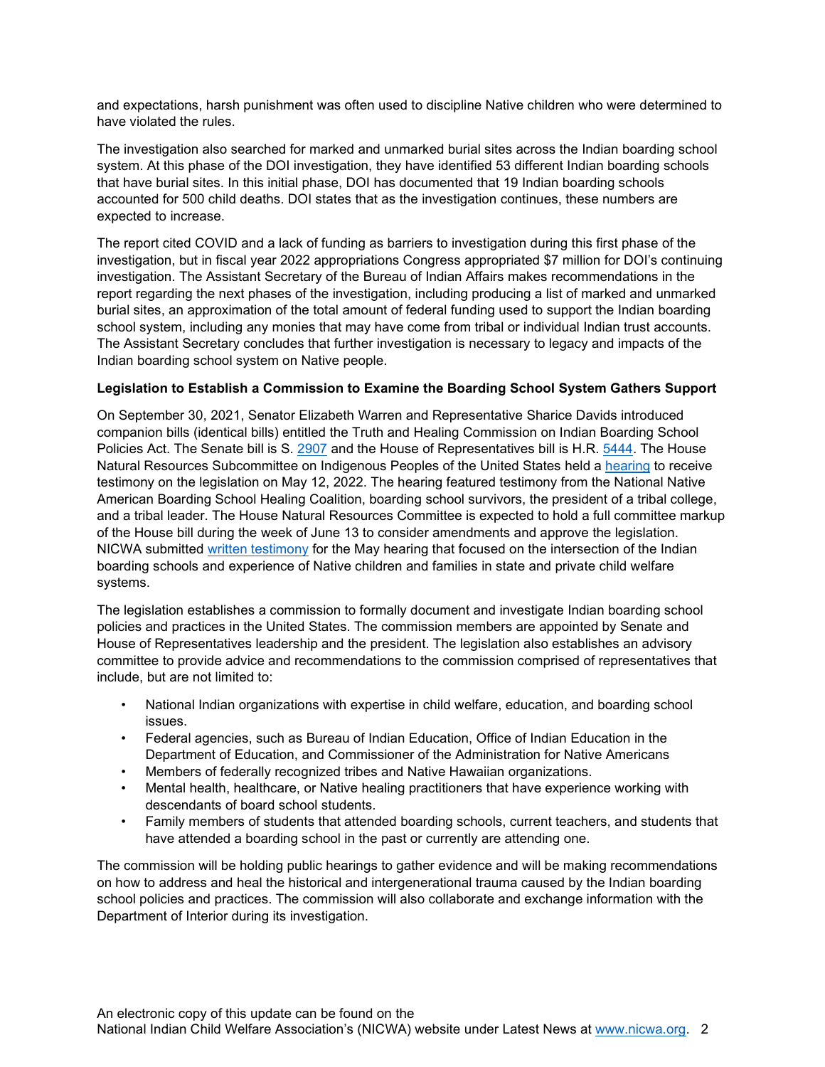and expectations, harsh punishment was often used to discipline Native children who were determined to have violated the rules.

The investigation also searched for marked and unmarked burial sites across the Indian boarding school system. At this phase of the DOI investigation, they have identified 53 different Indian boarding schools that have burial sites. In this initial phase, DOI has documented that 19 Indian boarding schools accounted for 500 child deaths. DOI states that as the investigation continues, these numbers are expected to increase.

The report cited COVID and a lack of funding as barriers to investigation during this first phase of the investigation, but in fiscal year 2022 appropriations Congress appropriated $7 million for DOI's continuing investigation. The Assistant Secretary of the Bureau of Indian Affairs makes recommendations in the report regarding the next phases of the investigation, including producing a list of marked and unmarked burial sites, an approximation of the total amount of federal funding used to support the Indian boarding school system, including any monies that may have come from tribal or individual Indian trust accounts. The Assistant Secretary concludes that further investigation is necessary to legacy and impacts of the Indian boarding school system on Native people.

**Legislation to Establish a Commission to Examine the Boarding School System Gathers Support**

On September 30, 2021, Senator Elizabeth Warren and Representative Sharice Davids introduced companion bills (identical bills) entitled the Truth and Healing Commission on Indian Boarding School Policies Act. The Senate bill is S. 2907 and the House of Representatives bill is H.R. 5444. The House Natural Resources Subcommittee on Indigenous Peoples of the United States held a hearing to receive testimony on the legislation on May 12, 2022. The hearing featured testimony from the National Native American Boarding School Healing Coalition, boarding school survivors, the president of a tribal college, and a tribal leader. The House Natural Resources Committee is expected to hold a full committee markup of the House bill during the week of June 13 to consider amendments and approve the legislation. NICWA submitted written testimony for the May hearing that focused on the intersection of the Indian boarding schools and experience of Native children and families in state and private child welfare systems.

The legislation establishes a commission to formally document and investigate Indian boarding school policies and practices in the United States. The commission members are appointed by Senate and House of Representatives leadership and the president. The legislation also establishes an advisory committee to provide advice and recommendations to the commission comprised of representatives that include, but are not limited to:

- National Indian organizations with expertise in child welfare, education, and boarding school issues.
- Federal agencies, such as Bureau of Indian Education, Office of Indian Education in the Department of Education, and Commissioner of the Administration for Native Americans
- Members of federally recognized tribes and Native Hawaiian organizations.
- Mental health, healthcare, or Native healing practitioners that have experience working with descendants of board school students.
- Family members of students that attended boarding schools, current teachers, and students that have attended a boarding school in the past or currently are attending one.

The commission will be holding public hearings to gather evidence and will be making recommendations on how to address and heal the historical and intergenerational trauma caused by the Indian boarding school policies and practices. The commission will also collaborate and exchange information with the Department of Interior during its investigation.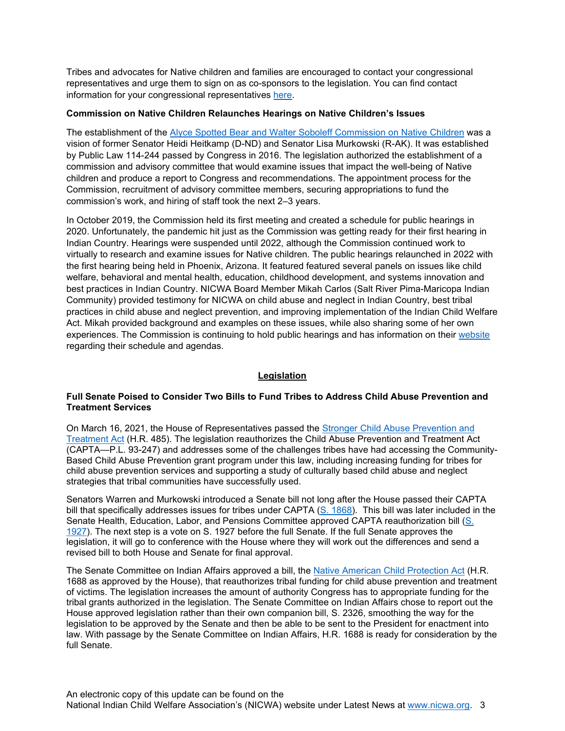Tribes and advocates for Native children and families are encouraged to contact your congressional representatives and urge them to sign on as co-sponsors to the legislation. You can find contact information for your congressional representatives [here](#).

**Commission on Native Children Relaunches Hearings on Native Children's Issues**

The establishment of the [Alyce Spotted Bear and Walter Soboleff Commission on Native Children](#) was a vision of former Senator Heidi Heitkamp (D-ND) and Senator Lisa Murkowski (R-AK). It was established by Public Law 114-244 passed by Congress in 2016. The legislation authorized the establishment of a commission and advisory committee that would examine issues that impact the well-being of Native children and produce a report to Congress and recommendations. The appointment process for the Commission, recruitment of advisory committee members, securing appropriations to fund the commission's work, and hiring of staff took the next 2–3 years.

In October 2019, the Commission held its first meeting and created a schedule for public hearings in 2020. Unfortunately, the pandemic hit just as the Commission was getting ready for their first hearing in Indian Country. Hearings were suspended until 2022, although the Commission continued work to virtually to research and examine issues for Native children. The public hearings relaunched in 2022 with the first hearing being held in Phoenix, Arizona. It featured featured several panels on issues like child welfare, behavioral and mental health, education, childhood development, and systems innovation and best practices in Indian Country. NICWA Board Member Mikah Carlos (Salt River Pima-Maricopa Indian Community) provided testimony for NICWA on child abuse and neglect in Indian Country, best tribal practices in child abuse and neglect prevention, and improving implementation of the Indian Child Welfare Act. Mikah provided background and examples on these issues, while also sharing some of her own experiences. The Commission is continuing to hold public hearings and has information on their [website](#) regarding their schedule and agendas.

## Legislation

**Full Senate Poised to Consider Two Bills to Fund Tribes to Address Child Abuse Prevention and Treatment Services**

On March 16, 2021, the House of Representatives passed the [Stronger Child Abuse Prevention and Treatment Act](#) (H.R. 485). The legislation reauthorizes the Child Abuse Prevention and Treatment Act (CAPTA—P.L. 93-247) and addresses some of the challenges tribes have had accessing the Community-Based Child Abuse Prevention grant program under this law, including increasing funding for tribes for child abuse prevention services and supporting a study of culturally based child abuse and neglect strategies that tribal communities have successfully used.

Senators Warren and Murkowski introduced a Senate bill not long after the House passed their CAPTA bill that specifically addresses issues for tribes under CAPTA ([S. 1868](#)). This bill was later included in the Senate Health, Education, Labor, and Pensions Committee approved CAPTA reauthorization bill ([S. 1927](#)). The next step is a vote on S. 1927 before the full Senate. If the full Senate approves the legislation, it will go to conference with the House where they will work out the differences and send a revised bill to both House and Senate for final approval.

The Senate Committee on Indian Affairs approved a bill, the [Native American Child Protection Act](#) (H.R. 1688 as approved by the House), that reauthorizes tribal funding for child abuse prevention and treatment of victims. The legislation increases the amount of authority Congress has to appropriate funding for the tribal grants authorized in the legislation. The Senate Committee on Indian Affairs chose to report out the House approved legislation rather than their own companion bill, S. 2326, smoothing the way for the legislation to be approved by the Senate and then be able to be sent to the President for enactment into law. With passage by the Senate Committee on Indian Affairs, H.R. 1688 is ready for consideration by the full Senate.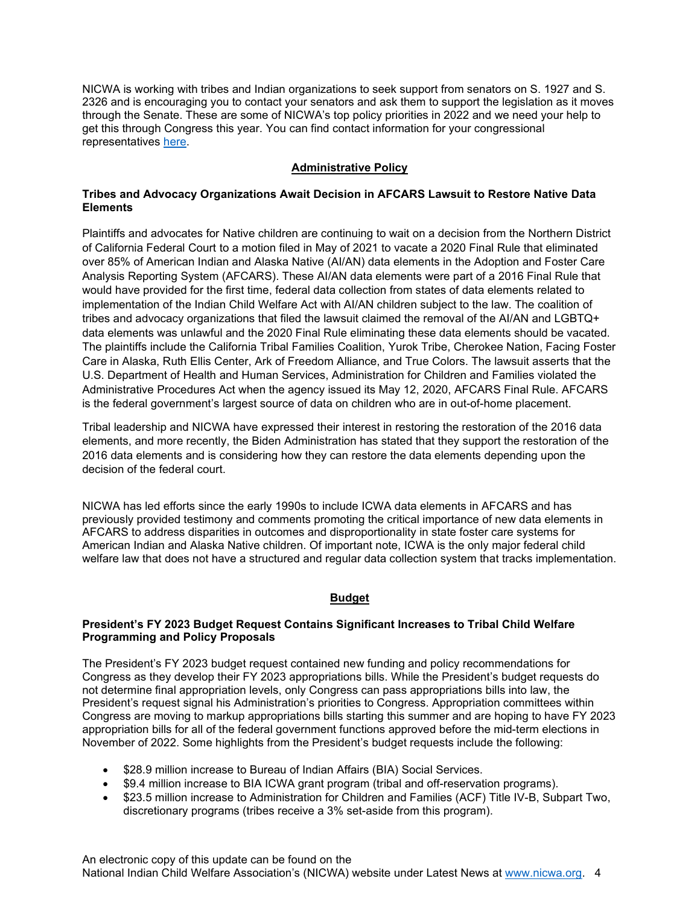NICWA is working with tribes and Indian organizations to seek support from senators on S. 1927 and S. 2326 and is encouraging you to contact your senators and ask them to support the legislation as it moves through the Senate. These are some of NICWA's top policy priorities in 2022 and we need your help to get this through Congress this year. You can find contact information for your congressional representatives [here](#).

## Administrative Policy

### Tribes and Advocacy Organizations Await Decision in AFCARS Lawsuit to Restore Native Data Elements

Plaintiffs and advocates for Native children are continuing to wait on a decision from the Northern District of California Federal Court to a motion filed in May of 2021 to vacate a 2020 Final Rule that eliminated over 85% of American Indian and Alaska Native (AI/AN) data elements in the Adoption and Foster Care Analysis Reporting System (AFCARS). These AI/AN data elements were part of a 2016 Final Rule that would have provided for the first time, federal data collection from states of data elements related to implementation of the Indian Child Welfare Act with AI/AN children subject to the law. The coalition of tribes and advocacy organizations that filed the lawsuit claimed the removal of the AI/AN and LGBTQ+ data elements was unlawful and the 2020 Final Rule eliminating these data elements should be vacated. The plaintiffs include the California Tribal Families Coalition, Yurok Tribe, Cherokee Nation, Facing Foster Care in Alaska, Ruth Ellis Center, Ark of Freedom Alliance, and True Colors. The lawsuit asserts that the U.S. Department of Health and Human Services, Administration for Children and Families violated the Administrative Procedures Act when the agency issued its May 12, 2020, AFCARS Final Rule. AFCARS is the federal government's largest source of data on children who are in out-of-home placement.

Tribal leadership and NICWA have expressed their interest in restoring the restoration of the 2016 data elements, and more recently, the Biden Administration has stated that they support the restoration of the 2016 data elements and is considering how they can restore the data elements depending upon the decision of the federal court.

NICWA has led efforts since the early 1990s to include ICWA data elements in AFCARS and has previously provided testimony and comments promoting the critical importance of new data elements in AFCARS to address disparities in outcomes and disproportionality in state foster care systems for American Indian and Alaska Native children. Of important note, ICWA is the only major federal child welfare law that does not have a structured and regular data collection system that tracks implementation.

## Budget

### President's FY 2023 Budget Request Contains Significant Increases to Tribal Child Welfare Programming and Policy Proposals

The President's FY 2023 budget request contained new funding and policy recommendations for Congress as they develop their FY 2023 appropriations bills. While the President's budget requests do not determine final appropriation levels, only Congress can pass appropriations bills into law, the President's request signal his Administration's priorities to Congress. Appropriation committees within Congress are moving to markup appropriations bills starting this summer and are hoping to have FY 2023 appropriation bills for all of the federal government functions approved before the mid-term elections in November of 2022. Some highlights from the President's budget requests include the following:

- $28.9 million increase to Bureau of Indian Affairs (BIA) Social Services.
- $9.4 million increase to BIA ICWA grant program (tribal and off-reservation programs).
- $23.5 million increase to Administration for Children and Families (ACF) Title IV-B, Subpart Two, discretionary programs (tribes receive a 3% set-aside from this program).

An electronic copy of this update can be found on the National Indian Child Welfare Association's (NICWA) website under Latest News at [www.nicwa.org](http://www.nicwa.org).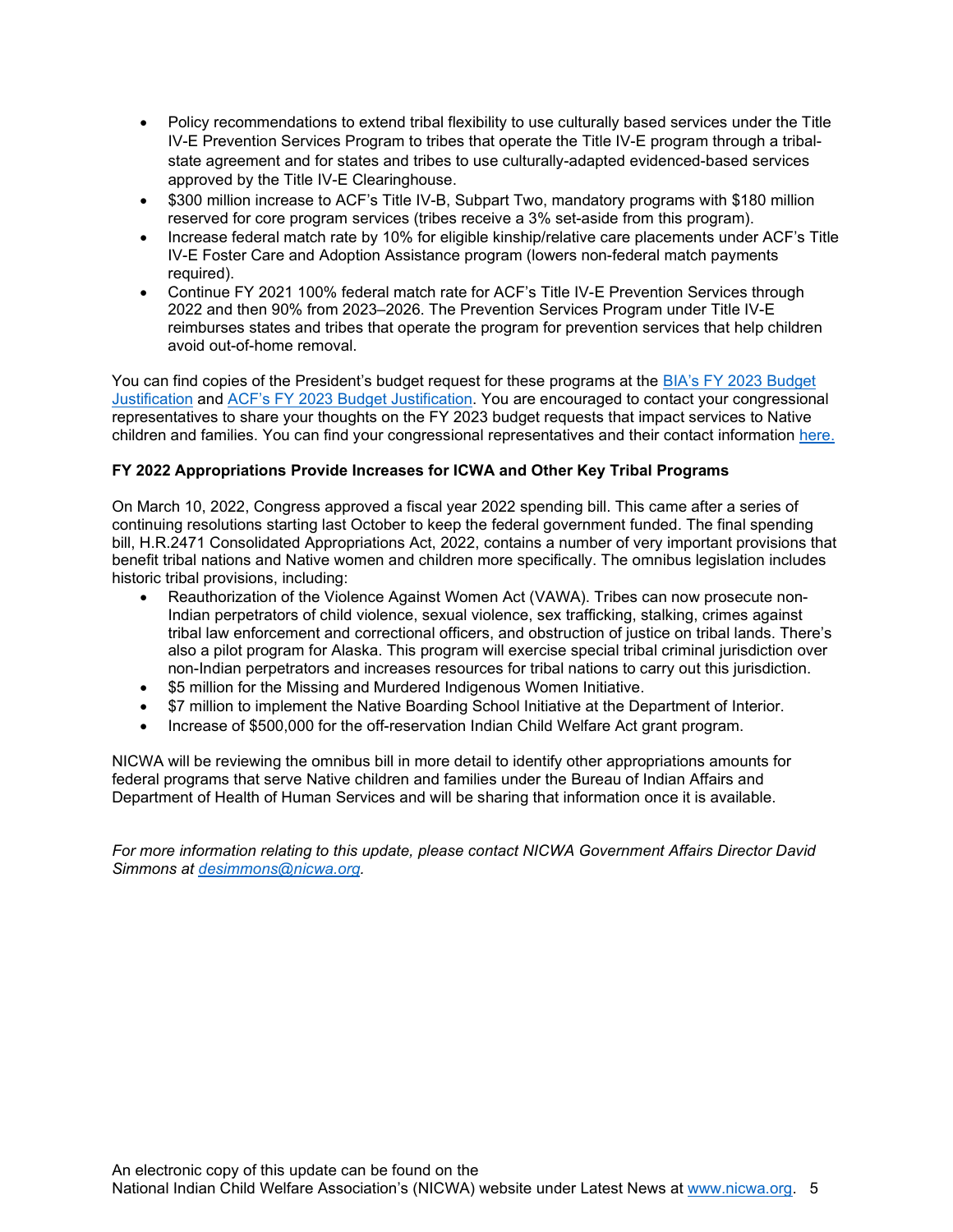- Policy recommendations to extend tribal flexibility to use culturally based services under the Title IV-E Prevention Services Program to tribes that operate the Title IV-E program through a tribal-state agreement and for states and tribes to use culturally-adapted evidenced-based services approved by the Title IV-E Clearinghouse.
- $300 million increase to ACF's Title IV-B, Subpart Two, mandatory programs with $180 million reserved for core program services (tribes receive a 3% set-aside from this program).
- Increase federal match rate by 10% for eligible kinship/relative care placements under ACF's Title IV-E Foster Care and Adoption Assistance program (lowers non-federal match payments required).
- Continue FY 2021 100% federal match rate for ACF's Title IV-E Prevention Services through 2022 and then 90% from 2023–2026. The Prevention Services Program under Title IV-E reimburses states and tribes that operate the program for prevention services that help children avoid out-of-home removal.

You can find copies of the President's budget request for these programs at the BIA's FY 2023 Budget Justification and ACF's FY 2023 Budget Justification. You are encouraged to contact your congressional representatives to share your thoughts on the FY 2023 budget requests that impact services to Native children and families. You can find your congressional representatives and their contact information here.

**FY 2022 Appropriations Provide Increases for ICWA and Other Key Tribal Programs**

On March 10, 2022, Congress approved a fiscal year 2022 spending bill. This came after a series of continuing resolutions starting last October to keep the federal government funded. The final spending bill, H.R.2471 Consolidated Appropriations Act, 2022, contains a number of very important provisions that benefit tribal nations and Native women and children more specifically. The omnibus legislation includes historic tribal provisions, including:

- Reauthorization of the Violence Against Women Act (VAWA). Tribes can now prosecute non-Indian perpetrators of child violence, sexual violence, sex trafficking, stalking, crimes against tribal law enforcement and correctional officers, and obstruction of justice on tribal lands. There's also a pilot program for Alaska. This program will exercise special tribal criminal jurisdiction over non-Indian perpetrators and increases resources for tribal nations to carry out this jurisdiction.
- $5 million for the Missing and Murdered Indigenous Women Initiative.
- $7 million to implement the Native Boarding School Initiative at the Department of Interior.
- Increase of $500,000 for the off-reservation Indian Child Welfare Act grant program.

NICWA will be reviewing the omnibus bill in more detail to identify other appropriations amounts for federal programs that serve Native children and families under the Bureau of Indian Affairs and Department of Health of Human Services and will be sharing that information once it is available.

*For more information relating to this update, please contact NICWA Government Affairs Director David Simmons at desimmons@nicwa.org.*